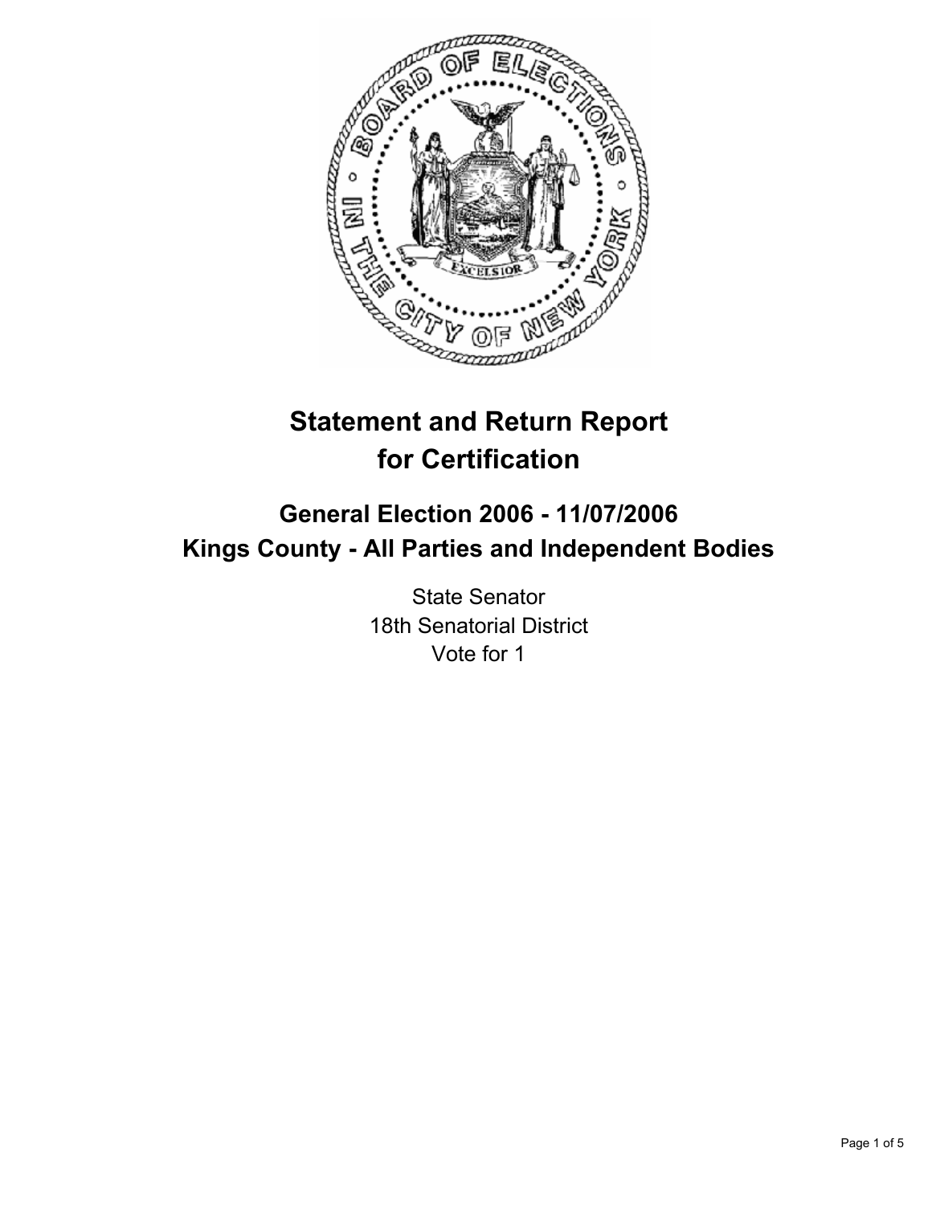# Statement and Return Report for Certification

## General Election 2006 - 11/07/2006
## Kings County - All Parties and Independent Bodies

State Senator
18th Senatorial District
Vote for 1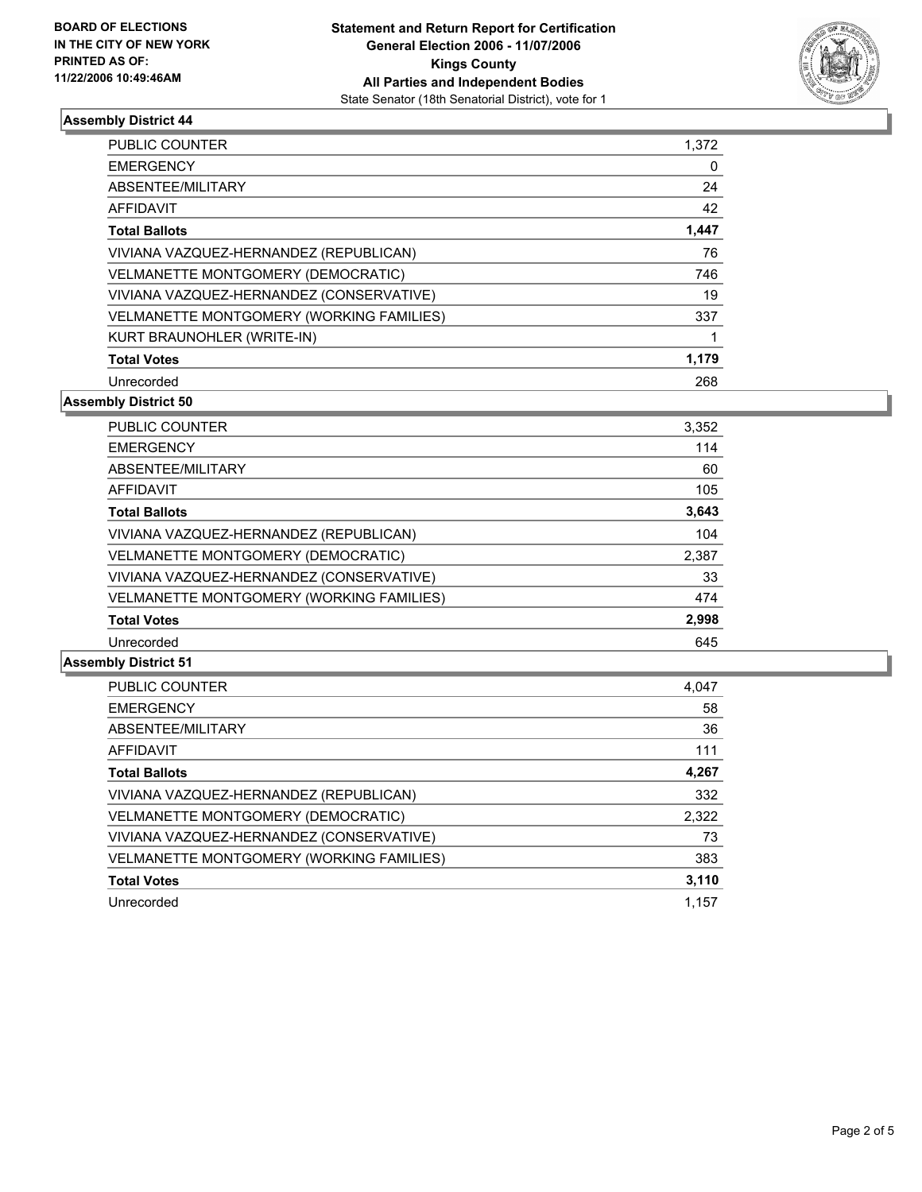**BOARD OF ELECTIONS IN THE CITY OF NEW YORK PRINTED AS OF: 11/22/2006 10:49:46AM**

**Statement and Return Report for Certification General Election 2006 - 11/07/2006 Kings County All Parties and Independent Bodies**
State Senator (18th Senatorial District), vote for 1

## Assembly District 44

| | |
|---|---|
| PUBLIC COUNTER | 1,372 |
| EMERGENCY | 0 |
| ABSENTEE/MILITARY | 24 |
| AFFIDAVIT | 42 |
| **Total Ballots** | **1,447** |
| VIVIANA VAZQUEZ-HERNANDEZ (REPUBLICAN) | 76 |
| VELMANETTE MONTGOMERY (DEMOCRATIC) | 746 |
| VIVIANA VAZQUEZ-HERNANDEZ (CONSERVATIVE) | 19 |
| VELMANETTE MONTGOMERY (WORKING FAMILIES) | 337 |
| KURT BRAUNOHLER (WRITE-IN) | 1 |
| **Total Votes** | **1,179** |
| Unrecorded | 268 |

## Assembly District 50

| | |
|---|---|
| PUBLIC COUNTER | 3,352 |
| EMERGENCY | 114 |
| ABSENTEE/MILITARY | 60 |
| AFFIDAVIT | 105 |
| **Total Ballots** | **3,643** |
| VIVIANA VAZQUEZ-HERNANDEZ (REPUBLICAN) | 104 |
| VELMANETTE MONTGOMERY (DEMOCRATIC) | 2,387 |
| VIVIANA VAZQUEZ-HERNANDEZ (CONSERVATIVE) | 33 |
| VELMANETTE MONTGOMERY (WORKING FAMILIES) | 474 |
| **Total Votes** | **2,998** |
| Unrecorded | 645 |

## Assembly District 51

| | |
|---|---|
| PUBLIC COUNTER | 4,047 |
| EMERGENCY | 58 |
| ABSENTEE/MILITARY | 36 |
| AFFIDAVIT | 111 |
| **Total Ballots** | **4,267** |
| VIVIANA VAZQUEZ-HERNANDEZ (REPUBLICAN) | 332 |
| VELMANETTE MONTGOMERY (DEMOCRATIC) | 2,322 |
| VIVIANA VAZQUEZ-HERNANDEZ (CONSERVATIVE) | 73 |
| VELMANETTE MONTGOMERY (WORKING FAMILIES) | 383 |
| **Total Votes** | **3,110** |
| Unrecorded | 1,157 |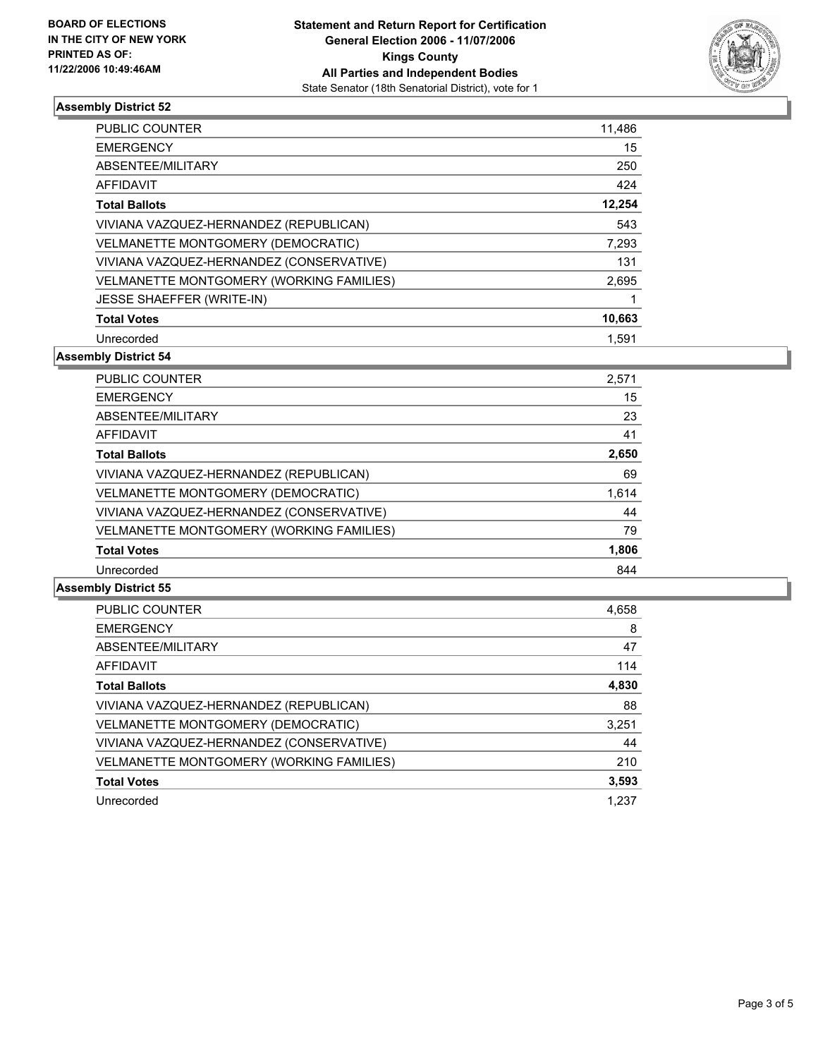**BOARD OF ELECTIONS IN THE CITY OF NEW YORK PRINTED AS OF: 11/22/2006 10:49:46AM**

**Statement and Return Report for Certification**
**General Election 2006 - 11/07/2006**
**Kings County**
**All Parties and Independent Bodies**
State Senator (18th Senatorial District), vote for 1

## Assembly District 52

| | |
|---|---|
| PUBLIC COUNTER | 11,486 |
| EMERGENCY | 15 |
| ABSENTEE/MILITARY | 250 |
| AFFIDAVIT | 424 |
| **Total Ballots** | **12,254** |
| VIVIANA VAZQUEZ-HERNANDEZ (REPUBLICAN) | 543 |
| VELMANETTE MONTGOMERY (DEMOCRATIC) | 7,293 |
| VIVIANA VAZQUEZ-HERNANDEZ (CONSERVATIVE) | 131 |
| VELMANETTE MONTGOMERY (WORKING FAMILIES) | 2,695 |
| JESSE SHAEFFER (WRITE-IN) | 1 |
| **Total Votes** | **10,663** |
| Unrecorded | 1,591 |

## Assembly District 54

| | |
|---|---|
| PUBLIC COUNTER | 2,571 |
| EMERGENCY | 15 |
| ABSENTEE/MILITARY | 23 |
| AFFIDAVIT | 41 |
| **Total Ballots** | **2,650** |
| VIVIANA VAZQUEZ-HERNANDEZ (REPUBLICAN) | 69 |
| VELMANETTE MONTGOMERY (DEMOCRATIC) | 1,614 |
| VIVIANA VAZQUEZ-HERNANDEZ (CONSERVATIVE) | 44 |
| VELMANETTE MONTGOMERY (WORKING FAMILIES) | 79 |
| **Total Votes** | **1,806** |
| Unrecorded | 844 |

## Assembly District 55

| | |
|---|---|
| PUBLIC COUNTER | 4,658 |
| EMERGENCY | 8 |
| ABSENTEE/MILITARY | 47 |
| AFFIDAVIT | 114 |
| **Total Ballots** | **4,830** |
| VIVIANA VAZQUEZ-HERNANDEZ (REPUBLICAN) | 88 |
| VELMANETTE MONTGOMERY (DEMOCRATIC) | 3,251 |
| VIVIANA VAZQUEZ-HERNANDEZ (CONSERVATIVE) | 44 |
| VELMANETTE MONTGOMERY (WORKING FAMILIES) | 210 |
| **Total Votes** | **3,593** |
| Unrecorded | 1,237 |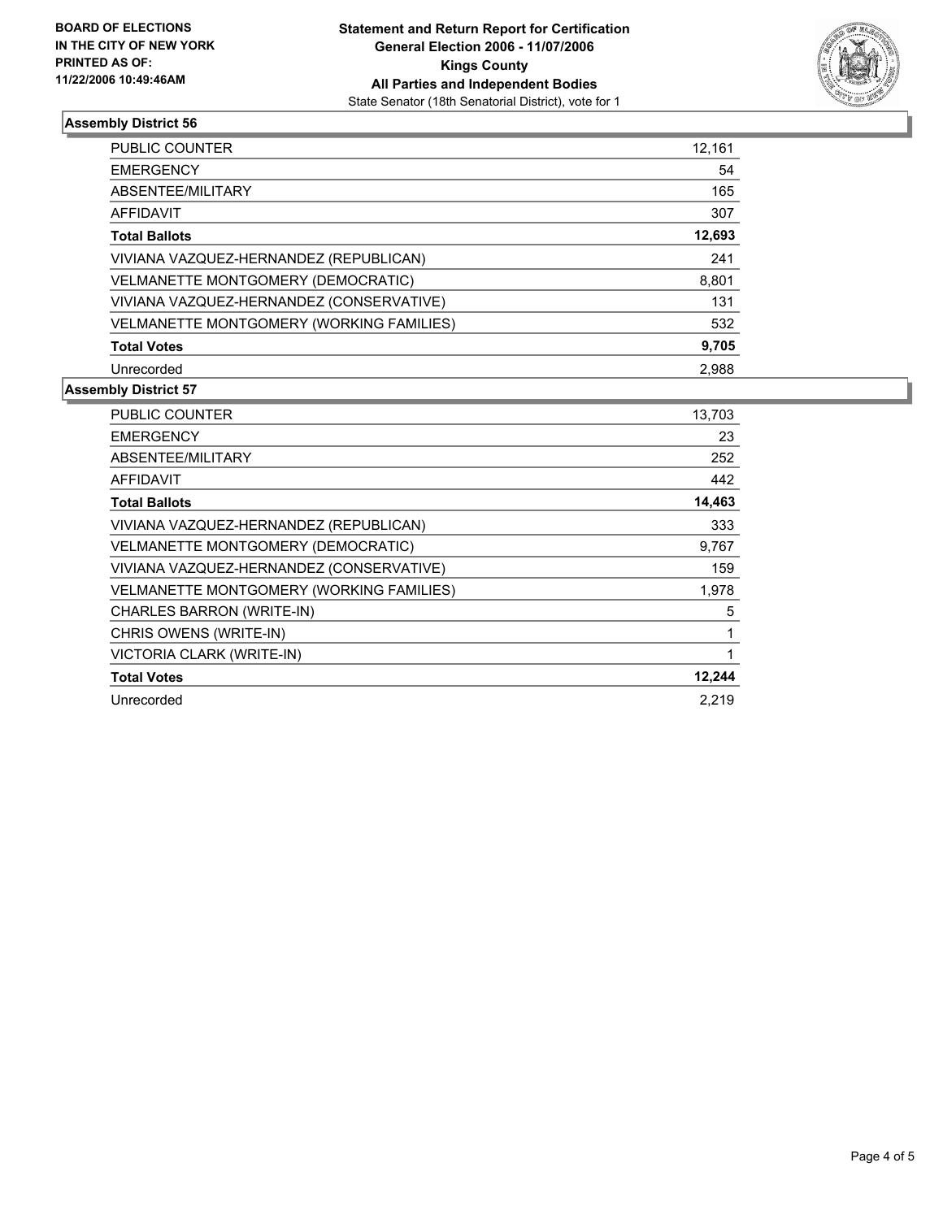**BOARD OF ELECTIONS IN THE CITY OF NEW YORK PRINTED AS OF: 11/22/2006 10:49:46AM**

**Statement and Return Report for Certification**
**General Election 2006 - 11/07/2006**
**Kings County**
**All Parties and Independent Bodies**
State Senator (18th Senatorial District), vote for 1

### Assembly District 56

| | |
|---|---|
| PUBLIC COUNTER | 12,161 |
| EMERGENCY | 54 |
| ABSENTEE/MILITARY | 165 |
| AFFIDAVIT | 307 |
| **Total Ballots** | **12,693** |
| VIVIANA VAZQUEZ-HERNANDEZ (REPUBLICAN) | 241 |
| VELMANETTE MONTGOMERY (DEMOCRATIC) | 8,801 |
| VIVIANA VAZQUEZ-HERNANDEZ (CONSERVATIVE) | 131 |
| VELMANETTE MONTGOMERY (WORKING FAMILIES) | 532 |
| **Total Votes** | **9,705** |
| Unrecorded | 2,988 |

### Assembly District 57

| | |
|---|---|
| PUBLIC COUNTER | 13,703 |
| EMERGENCY | 23 |
| ABSENTEE/MILITARY | 252 |
| AFFIDAVIT | 442 |
| **Total Ballots** | **14,463** |
| VIVIANA VAZQUEZ-HERNANDEZ (REPUBLICAN) | 333 |
| VELMANETTE MONTGOMERY (DEMOCRATIC) | 9,767 |
| VIVIANA VAZQUEZ-HERNANDEZ (CONSERVATIVE) | 159 |
| VELMANETTE MONTGOMERY (WORKING FAMILIES) | 1,978 |
| CHARLES BARRON (WRITE-IN) | 5 |
| CHRIS OWENS (WRITE-IN) | 1 |
| VICTORIA CLARK (WRITE-IN) | 1 |
| **Total Votes** | **12,244** |
| Unrecorded | 2,219 |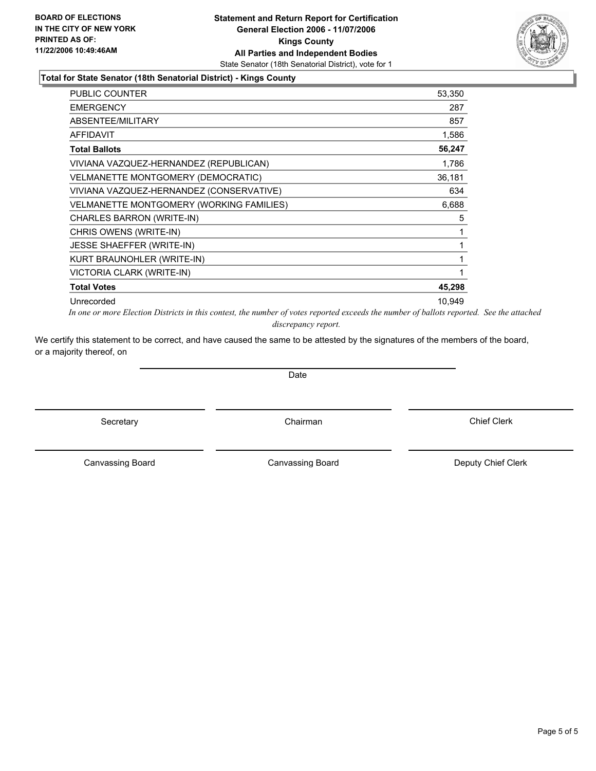**BOARD OF ELECTIONS IN THE CITY OF NEW YORK PRINTED AS OF: 11/22/2006 10:49:46AM**

**Statement and Return Report for Certification**
**General Election 2006 - 11/07/2006**
**Kings County**
**All Parties and Independent Bodies**
State Senator (18th Senatorial District), vote for 1

**Total for State Senator (18th Senatorial District) - Kings County**

| | |
|---|---|
| PUBLIC COUNTER | 53,350 |
| EMERGENCY | 287 |
| ABSENTEE/MILITARY | 857 |
| AFFIDAVIT | 1,586 |
| **Total Ballots** | **56,247** |
| VIVIANA VAZQUEZ-HERNANDEZ (REPUBLICAN) | 1,786 |
| VELMANETTE MONTGOMERY (DEMOCRATIC) | 36,181 |
| VIVIANA VAZQUEZ-HERNANDEZ (CONSERVATIVE) | 634 |
| VELMANETTE MONTGOMERY (WORKING FAMILIES) | 6,688 |
| CHARLES BARRON (WRITE-IN) | 5 |
| CHRIS OWENS (WRITE-IN) | 1 |
| JESSE SHAEFFER (WRITE-IN) | 1 |
| KURT BRAUNOHLER (WRITE-IN) | 1 |
| VICTORIA CLARK (WRITE-IN) | 1 |
| **Total Votes** | **45,298** |
| Unrecorded | 10,949 |

*In one or more Election Districts in this contest, the number of votes reported exceeds the number of ballots reported. See the attached discrepancy report.*

We certify this statement to be correct, and have caused the same to be attested by the signatures of the members of the board, or a majority thereof, on

Date

Secretary | Chairman | Chief Clerk

Canvassing Board | Canvassing Board | Deputy Chief Clerk